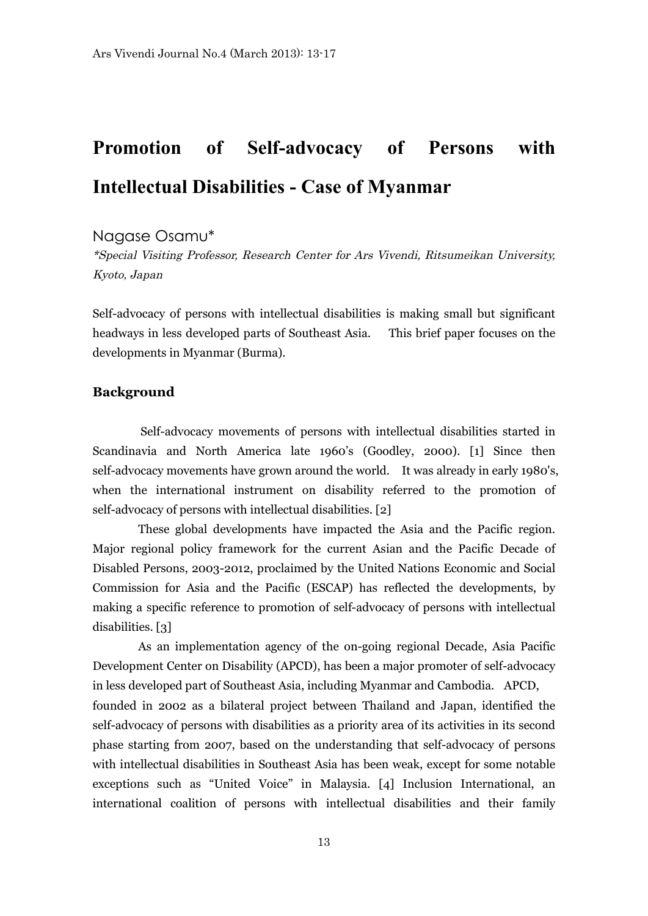# Promotion of Self-advocacy of Persons with Intellectual Disabilities - Case of Myanmar

Nagase Osamu*

*\*Special Visiting Professor, Research Center for Ars Vivendi, Ritsumeikan University, Kyoto, Japan*

Self-advocacy of persons with intellectual disabilities is making small but significant headways in less developed parts of Southeast Asia. This brief paper focuses on the developments in Myanmar (Burma).

## Background

Self-advocacy movements of persons with intellectual disabilities started in Scandinavia and North America late 1960's (Goodley, 2000). [1] Since then self-advocacy movements have grown around the world. It was already in early 1980's, when the international instrument on disability referred to the promotion of self-advocacy of persons with intellectual disabilities. [2]

These global developments have impacted the Asia and the Pacific region. Major regional policy framework for the current Asian and the Pacific Decade of Disabled Persons, 2003-2012, proclaimed by the United Nations Economic and Social Commission for Asia and the Pacific (ESCAP) has reflected the developments, by making a specific reference to promotion of self-advocacy of persons with intellectual disabilities. [3]

As an implementation agency of the on-going regional Decade, Asia Pacific Development Center on Disability (APCD), has been a major promoter of self-advocacy in less developed part of Southeast Asia, including Myanmar and Cambodia. APCD, founded in 2002 as a bilateral project between Thailand and Japan, identified the self-advocacy of persons with disabilities as a priority area of its activities in its second phase starting from 2007, based on the understanding that self-advocacy of persons with intellectual disabilities in Southeast Asia has been weak, except for some notable exceptions such as "United Voice" in Malaysia. [4] Inclusion International, an international coalition of persons with intellectual disabilities and their family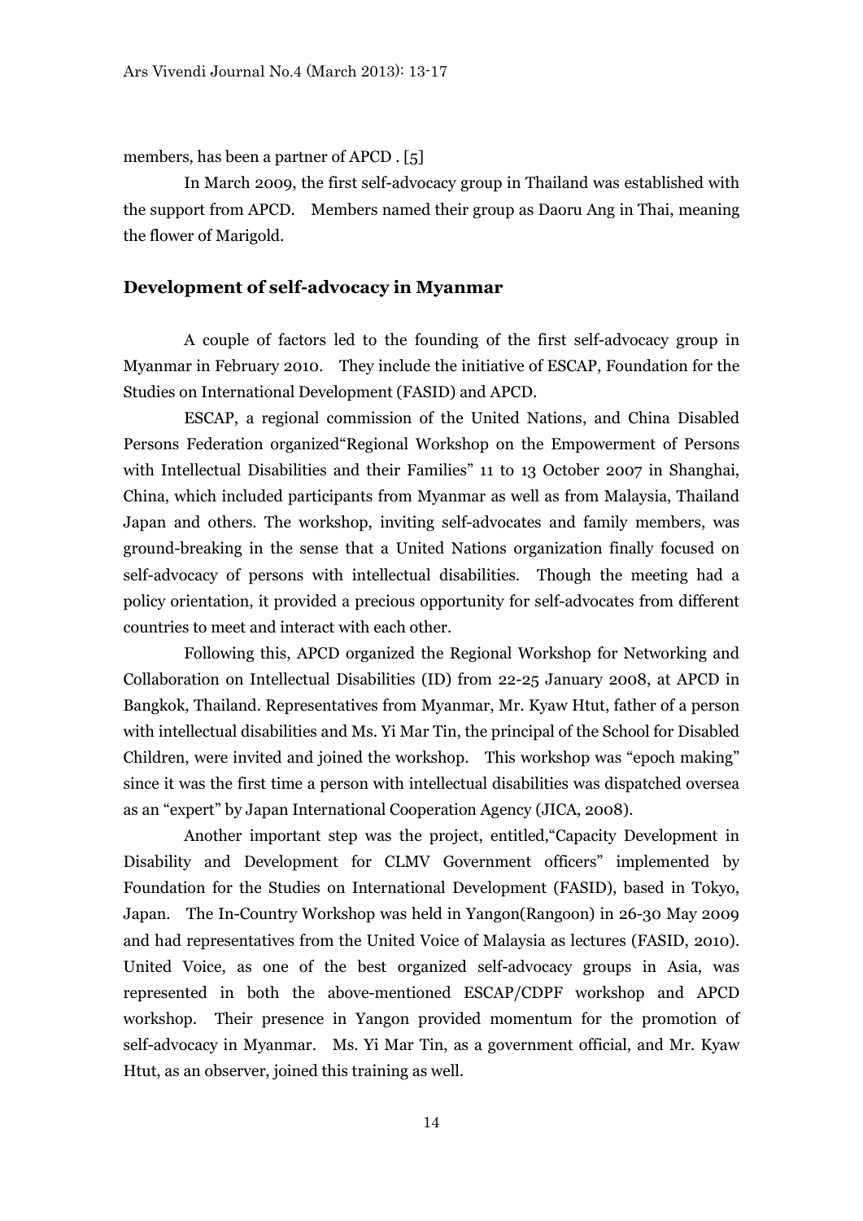members, has been a partner of APCD . [5]

In March 2009, the first self-advocacy group in Thailand was established with the support from APCD. Members named their group as Daoru Ang in Thai, meaning the flower of Marigold.

## Development of self-advocacy in Myanmar

A couple of factors led to the founding of the first self-advocacy group in Myanmar in February 2010. They include the initiative of ESCAP, Foundation for the Studies on International Development (FASID) and APCD.

ESCAP, a regional commission of the United Nations, and China Disabled Persons Federation organized"Regional Workshop on the Empowerment of Persons with Intellectual Disabilities and their Families" 11 to 13 October 2007 in Shanghai, China, which included participants from Myanmar as well as from Malaysia, Thailand Japan and others. The workshop, inviting self-advocates and family members, was ground-breaking in the sense that a United Nations organization finally focused on self-advocacy of persons with intellectual disabilities. Though the meeting had a policy orientation, it provided a precious opportunity for self-advocates from different countries to meet and interact with each other.

Following this, APCD organized the Regional Workshop for Networking and Collaboration on Intellectual Disabilities (ID) from 22-25 January 2008, at APCD in Bangkok, Thailand. Representatives from Myanmar, Mr. Kyaw Htut, father of a person with intellectual disabilities and Ms. Yi Mar Tin, the principal of the School for Disabled Children, were invited and joined the workshop. This workshop was "epoch making" since it was the first time a person with intellectual disabilities was dispatched oversea as an "expert" by Japan International Cooperation Agency (JICA, 2008).

Another important step was the project, entitled,"Capacity Development in Disability and Development for CLMV Government officers" implemented by Foundation for the Studies on International Development (FASID), based in Tokyo, Japan. The In-Country Workshop was held in Yangon(Rangoon) in 26-30 May 2009 and had representatives from the United Voice of Malaysia as lectures (FASID, 2010). United Voice, as one of the best organized self-advocacy groups in Asia, was represented in both the above-mentioned ESCAP/CDPF workshop and APCD workshop. Their presence in Yangon provided momentum for the promotion of self-advocacy in Myanmar. Ms. Yi Mar Tin, as a government official, and Mr. Kyaw Htut, as an observer, joined this training as well.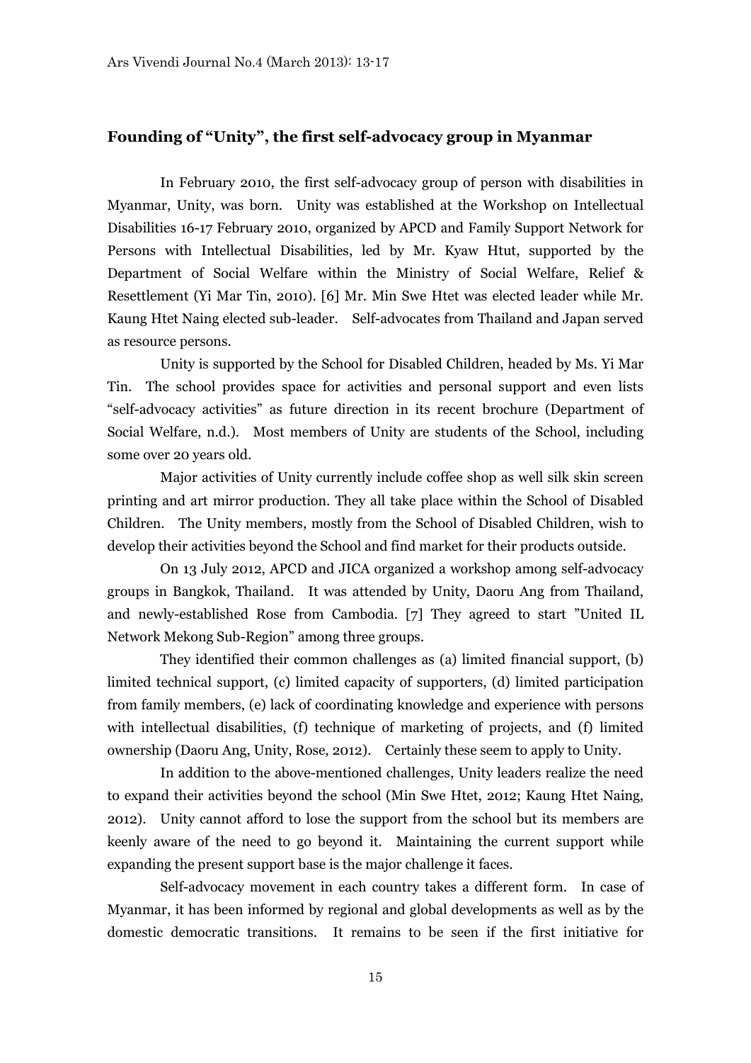### Founding of "Unity", the first self-advocacy group in Myanmar

In February 2010, the first self-advocacy group of person with disabilities in Myanmar, Unity, was born. Unity was established at the Workshop on Intellectual Disabilities 16-17 February 2010, organized by APCD and Family Support Network for Persons with Intellectual Disabilities, led by Mr. Kyaw Htut, supported by the Department of Social Welfare within the Ministry of Social Welfare, Relief & Resettlement (Yi Mar Tin, 2010). [6] Mr. Min Swe Htet was elected leader while Mr. Kaung Htet Naing elected sub-leader. Self-advocates from Thailand and Japan served as resource persons.

Unity is supported by the School for Disabled Children, headed by Ms. Yi Mar Tin. The school provides space for activities and personal support and even lists "self-advocacy activities" as future direction in its recent brochure (Department of Social Welfare, n.d.). Most members of Unity are students of the School, including some over 20 years old.

Major activities of Unity currently include coffee shop as well silk skin screen printing and art mirror production. They all take place within the School of Disabled Children. The Unity members, mostly from the School of Disabled Children, wish to develop their activities beyond the School and find market for their products outside.

On 13 July 2012, APCD and JICA organized a workshop among self-advocacy groups in Bangkok, Thailand. It was attended by Unity, Daoru Ang from Thailand, and newly-established Rose from Cambodia. [7] They agreed to start "United IL Network Mekong Sub-Region" among three groups.

They identified their common challenges as (a) limited financial support, (b) limited technical support, (c) limited capacity of supporters, (d) limited participation from family members, (e) lack of coordinating knowledge and experience with persons with intellectual disabilities, (f) technique of marketing of projects, and (f) limited ownership (Daoru Ang, Unity, Rose, 2012). Certainly these seem to apply to Unity.

In addition to the above-mentioned challenges, Unity leaders realize the need to expand their activities beyond the school (Min Swe Htet, 2012; Kaung Htet Naing, 2012). Unity cannot afford to lose the support from the school but its members are keenly aware of the need to go beyond it. Maintaining the current support while expanding the present support base is the major challenge it faces.

Self-advocacy movement in each country takes a different form. In case of Myanmar, it has been informed by regional and global developments as well as by the domestic democratic transitions. It remains to be seen if the first initiative for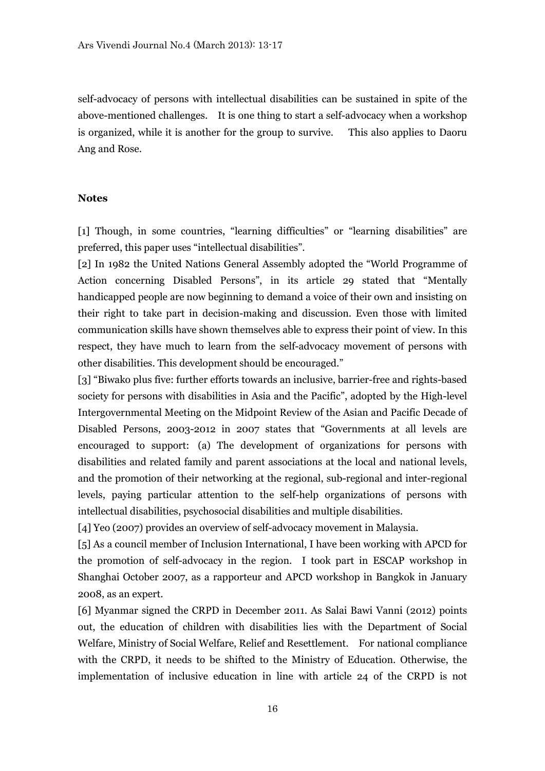self-advocacy of persons with intellectual disabilities can be sustained in spite of the above-mentioned challenges. It is one thing to start a self-advocacy when a workshop is organized, while it is another for the group to survive. This also applies to Daoru Ang and Rose.

**Notes**

[1] Though, in some countries, “learning difficulties” or “learning disabilities” are preferred, this paper uses “intellectual disabilities”.

[2] In 1982 the United Nations General Assembly adopted the “World Programme of Action concerning Disabled Persons”, in its article 29 stated that “Mentally handicapped people are now beginning to demand a voice of their own and insisting on their right to take part in decision-making and discussion. Even those with limited communication skills have shown themselves able to express their point of view. In this respect, they have much to learn from the self-advocacy movement of persons with other disabilities. This development should be encouraged.”

[3] “Biwako plus five: further efforts towards an inclusive, barrier-free and rights-based society for persons with disabilities in Asia and the Pacific”, adopted by the High-level Intergovernmental Meeting on the Midpoint Review of the Asian and Pacific Decade of Disabled Persons, 2003-2012 in 2007 states that “Governments at all levels are encouraged to support: (a) The development of organizations for persons with disabilities and related family and parent associations at the local and national levels, and the promotion of their networking at the regional, sub-regional and inter-regional levels, paying particular attention to the self-help organizations of persons with intellectual disabilities, psychosocial disabilities and multiple disabilities.

[4] Yeo (2007) provides an overview of self-advocacy movement in Malaysia.

[5] As a council member of Inclusion International, I have been working with APCD for the promotion of self-advocacy in the region. I took part in ESCAP workshop in Shanghai October 2007, as a rapporteur and APCD workshop in Bangkok in January 2008, as an expert.

[6] Myanmar signed the CRPD in December 2011. As Salai Bawi Vanni (2012) points out, the education of children with disabilities lies with the Department of Social Welfare, Ministry of Social Welfare, Relief and Resettlement. For national compliance with the CRPD, it needs to be shifted to the Ministry of Education. Otherwise, the implementation of inclusive education in line with article 24 of the CRPD is not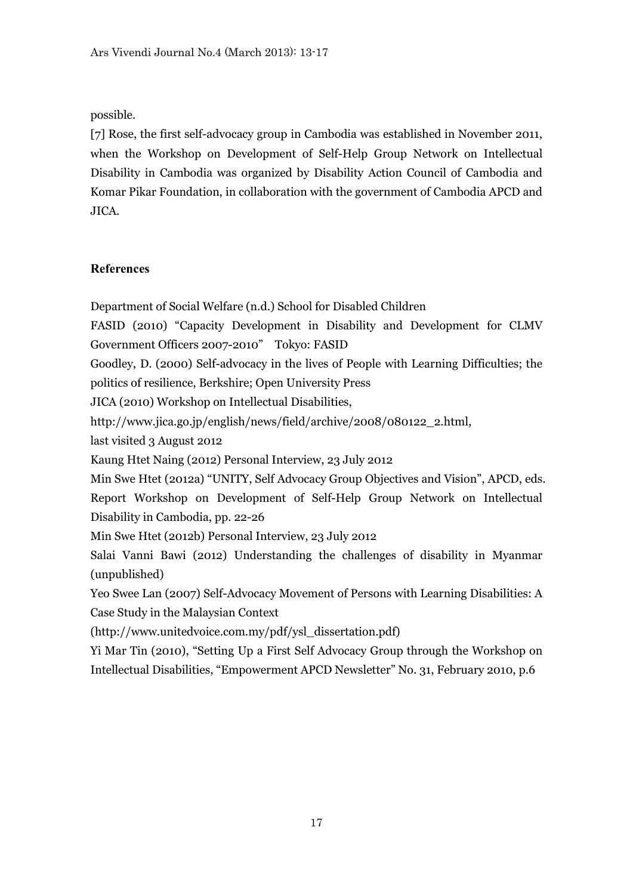possible.

[7] Rose, the first self-advocacy group in Cambodia was established in November 2011, when the Workshop on Development of Self-Help Group Network on Intellectual Disability in Cambodia was organized by Disability Action Council of Cambodia and Komar Pikar Foundation, in collaboration with the government of Cambodia APCD and JICA.

**References**

Department of Social Welfare (n.d.) School for Disabled Children

FASID (2010) "Capacity Development in Disability and Development for CLMV Government Officers 2007-2010" Tokyo: FASID

Goodley, D. (2000) Self-advocacy in the lives of People with Learning Difficulties; the politics of resilience, Berkshire; Open University Press

JICA (2010) Workshop on Intellectual Disabilities,

http://www.jica.go.jp/english/news/field/archive/2008/080122_2.html,

last visited 3 August 2012

Kaung Htet Naing (2012) Personal Interview, 23 July 2012

Min Swe Htet (2012a) "UNITY, Self Advocacy Group Objectives and Vision", APCD, eds. Report Workshop on Development of Self-Help Group Network on Intellectual Disability in Cambodia, pp. 22-26

Min Swe Htet (2012b) Personal Interview, 23 July 2012

Salai Vanni Bawi (2012) Understanding the challenges of disability in Myanmar (unpublished)

Yeo Swee Lan (2007) Self-Advocacy Movement of Persons with Learning Disabilities: A Case Study in the Malaysian Context

(http://www.unitedvoice.com.my/pdf/ysl_dissertation.pdf)

Yi Mar Tin (2010), "Setting Up a First Self Advocacy Group through the Workshop on Intellectual Disabilities, "Empowerment APCD Newsletter" No. 31, February 2010, p.6